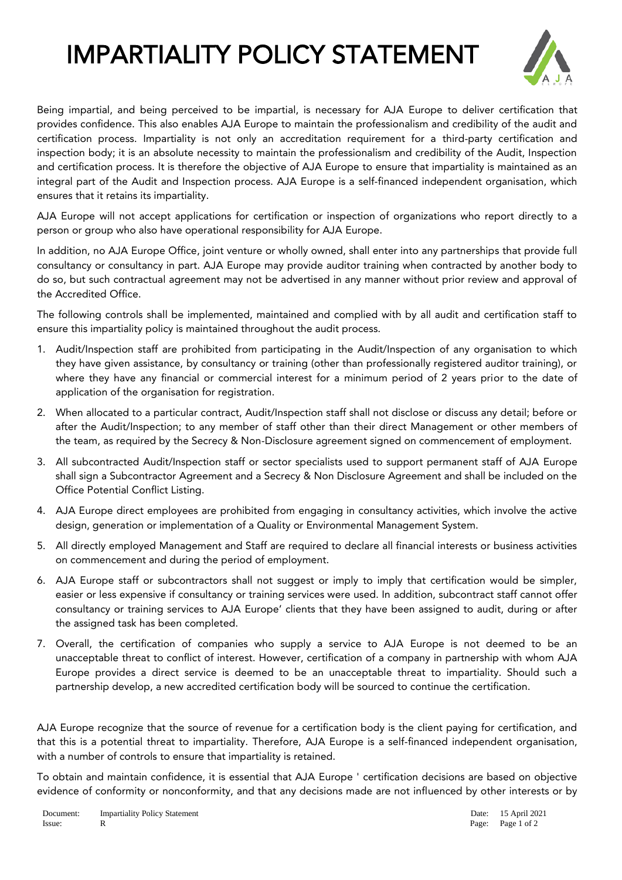# IMPARTIALITY POLICY STATEMENT

Being impartial, and being perceived to be impartial, is necessary for AJA Europe to deliver certification that provides confidence. This also enables AJA Europe to maintain the professionalism and credibility of the audit and certification process. Impartiality is not only an accreditation requirement for a third-party certification and inspection body; it is an absolute necessity to maintain the professionalism and credibility of the Audit, Inspection and certification process. It is therefore the objective of AJA Europe to ensure that impartiality is maintained as an integral part of the Audit and Inspection process. AJA Europe is a self-financed independent organisation, which ensures that it retains its impartiality.

AJA Europe will not accept applications for certification or inspection of organizations who report directly to a person or group who also have operational responsibility for AJA Europe.

In addition, no AJA Europe Office, joint venture or wholly owned, shall enter into any partnerships that provide full consultancy or consultancy in part. AJA Europe may provide auditor training when contracted by another body to do so, but such contractual agreement may not be advertised in any manner without prior review and approval of the Accredited Office.

The following controls shall be implemented, maintained and complied with by all audit and certification staff to ensure this impartiality policy is maintained throughout the audit process.

1. Audit/Inspection staff are prohibited from participating in the Audit/Inspection of any organisation to which they have given assistance, by consultancy or training (other than professionally registered auditor training), or where they have any financial or commercial interest for a minimum period of 2 years prior to the date of application of the organisation for registration.
2. When allocated to a particular contract, Audit/Inspection staff shall not disclose or discuss any detail; before or after the Audit/Inspection; to any member of staff other than their direct Management or other members of the team, as required by the Secrecy & Non-Disclosure agreement signed on commencement of employment.
3. All subcontracted Audit/Inspection staff or sector specialists used to support permanent staff of AJA Europe shall sign a Subcontractor Agreement and a Secrecy & Non Disclosure Agreement and shall be included on the Office Potential Conflict Listing.
4. AJA Europe direct employees are prohibited from engaging in consultancy activities, which involve the active design, generation or implementation of a Quality or Environmental Management System.
5. All directly employed Management and Staff are required to declare all financial interests or business activities on commencement and during the period of employment.
6. AJA Europe staff or subcontractors shall not suggest or imply to imply that certification would be simpler, easier or less expensive if consultancy or training services were used. In addition, subcontract staff cannot offer consultancy or training services to AJA Europe' clients that they have been assigned to audit, during or after the assigned task has been completed.
7. Overall, the certification of companies who supply a service to AJA Europe is not deemed to be an unacceptable threat to conflict of interest. However, certification of a company in partnership with whom AJA Europe provides a direct service is deemed to be an unacceptable threat to impartiality. Should such a partnership develop, a new accredited certification body will be sourced to continue the certification.

AJA Europe recognize that the source of revenue for a certification body is the client paying for certification, and that this is a potential threat to impartiality. Therefore, AJA Europe is a self-financed independent organisation, with a number of controls to ensure that impartiality is retained.

To obtain and maintain confidence, it is essential that AJA Europe ' certification decisions are based on objective evidence of conformity or nonconformity, and that any decisions made are not influenced by other interests or by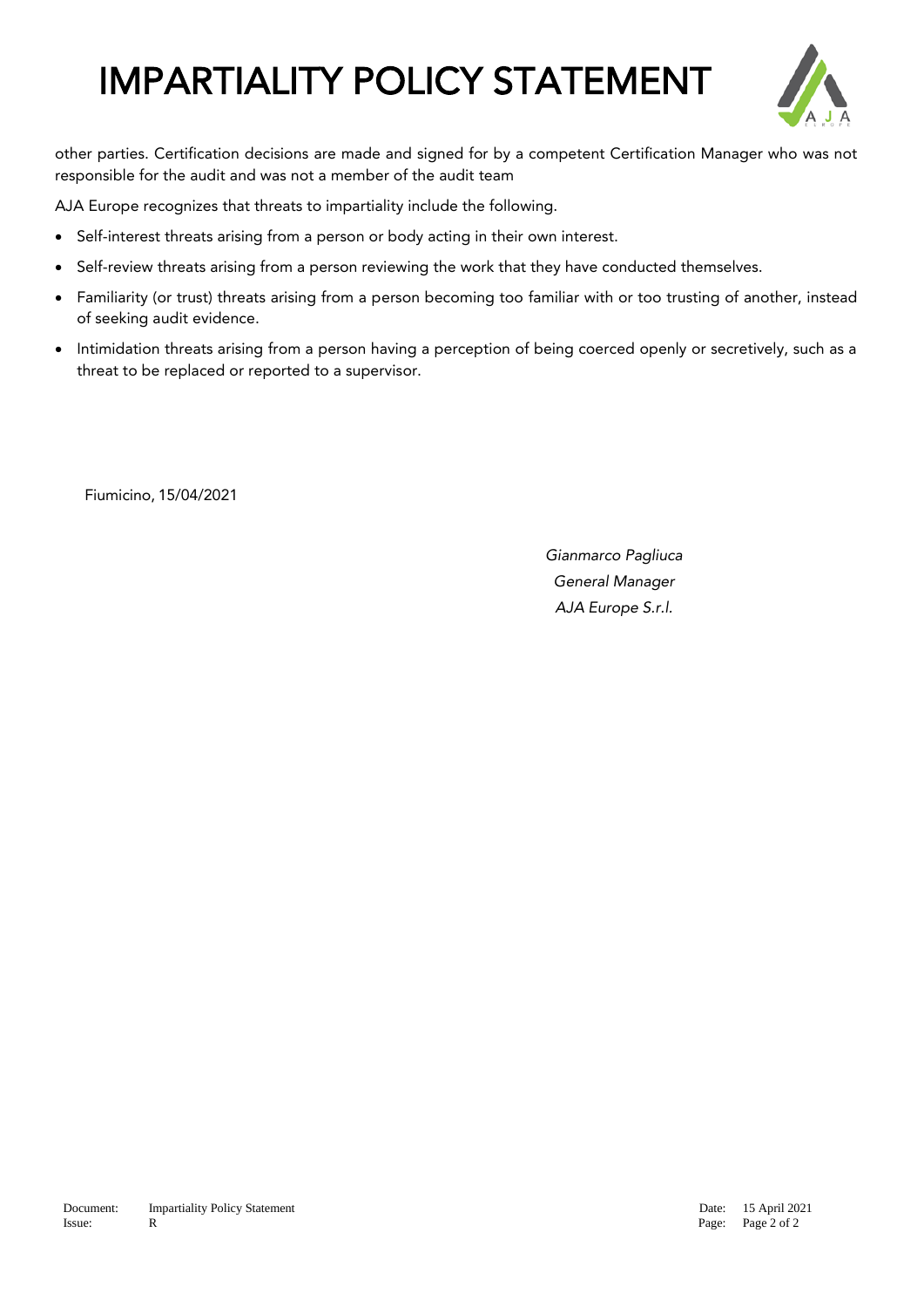# IMPARTIALITY POLICY STATEMENT

other parties. Certification decisions are made and signed for by a competent Certification Manager who was not responsible for the audit and was not a member of the audit team

AJA Europe recognizes that threats to impartiality include the following.

- Self-interest threats arising from a person or body acting in their own interest.
- Self-review threats arising from a person reviewing the work that they have conducted themselves.
- Familiarity (or trust) threats arising from a person becoming too familiar with or too trusting of another, instead of seeking audit evidence.
- Intimidation threats arising from a person having a perception of being coerced openly or secretively, such as a threat to be replaced or reported to a supervisor.

Fiumicino, 15/04/2021

*Gianmarco Pagliuca*
*General Manager*
*AJA Europe S.r.l.*

Document: Impartiality Policy Statement
Issue: R

Date: 15 April 2021